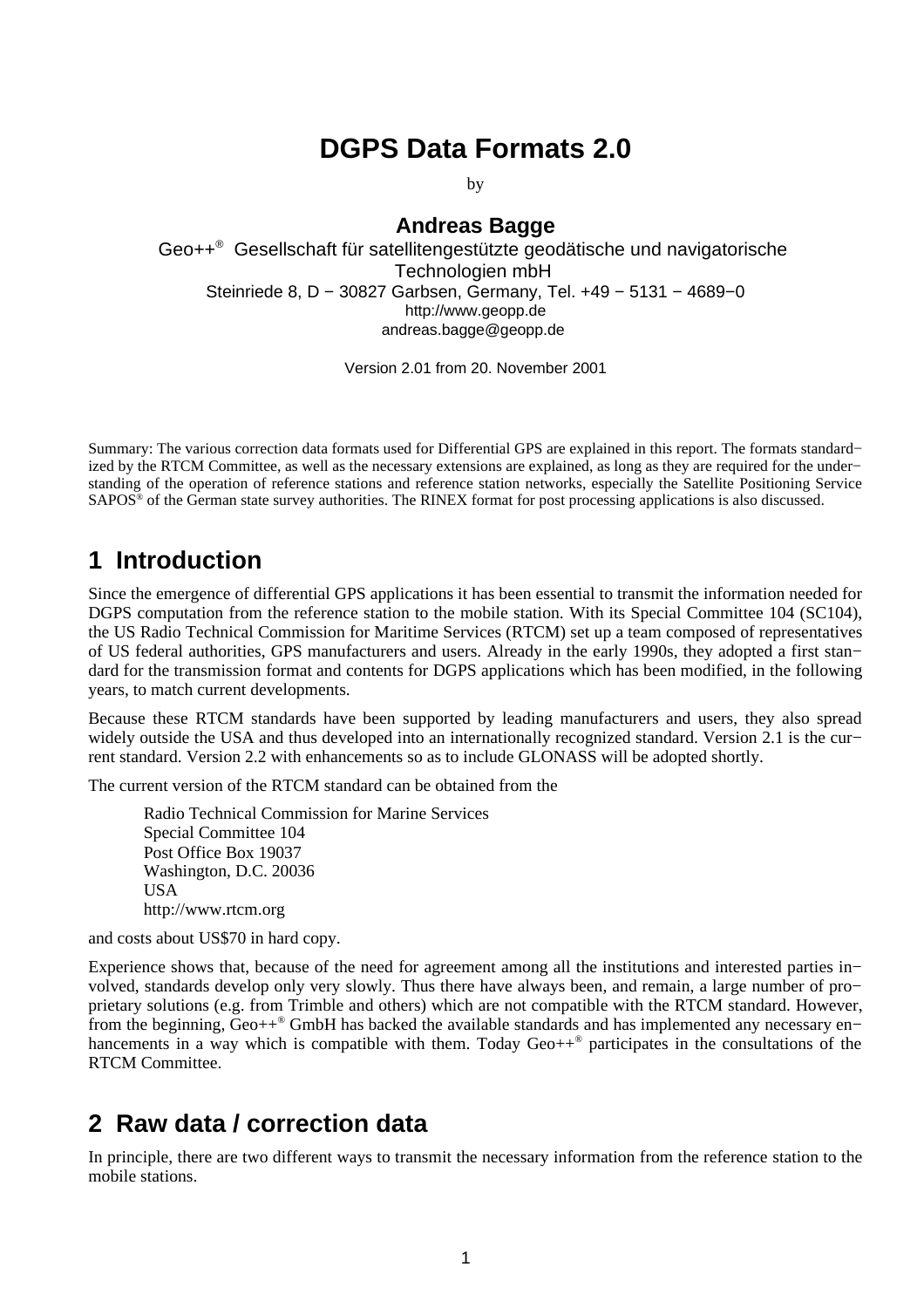# DGPS Data Formats 2.0

by

**Andreas Bagge**

Geo++® Gesellschaft für satellitengestützte geodätische und navigatorische Technologien mbH

Steinriede 8, D − 30827 Garbsen, Germany, Tel. +49 − 5131 − 4689−0

http://www.geopp.de

andreas.bagge@geopp.de

Version 2.01 from 20. November 2001

Summary: The various correction data formats used for Differential GPS are explained in this report. The formats standardized by the RTCM Committee, as well as the necessary extensions are explained, as long as they are required for the understanding of the operation of reference stations and reference station networks, especially the Satellite Positioning Service SAPOS® of the German state survey authorities. The RINEX format for post processing applications is also discussed.

## 1 Introduction

Since the emergence of differential GPS applications it has been essential to transmit the information needed for DGPS computation from the reference station to the mobile station. With its Special Committee 104 (SC104), the US Radio Technical Commission for Maritime Services (RTCM) set up a team composed of representatives of US federal authorities, GPS manufacturers and users. Already in the early 1990s, they adopted a first standard for the transmission format and contents for DGPS applications which has been modified, in the following years, to match current developments.

Because these RTCM standards have been supported by leading manufacturers and users, they also spread widely outside the USA and thus developed into an internationally recognized standard. Version 2.1 is the current standard. Version 2.2 with enhancements so as to include GLONASS will be adopted shortly.

The current version of the RTCM standard can be obtained from the

Radio Technical Commission for Marine Services
Special Committee 104
Post Office Box 19037
Washington, D.C. 20036
USA
http://www.rtcm.org

and costs about US$70 in hard copy.

Experience shows that, because of the need for agreement among all the institutions and interested parties involved, standards develop only very slowly. Thus there have always been, and remain, a large number of proprietary solutions (e.g. from Trimble and others) which are not compatible with the RTCM standard. However, from the beginning, Geo++® GmbH has backed the available standards and has implemented any necessary enhancements in a way which is compatible with them. Today Geo++® participates in the consultations of the RTCM Committee.

## 2 Raw data / correction data

In principle, there are two different ways to transmit the necessary information from the reference station to the mobile stations.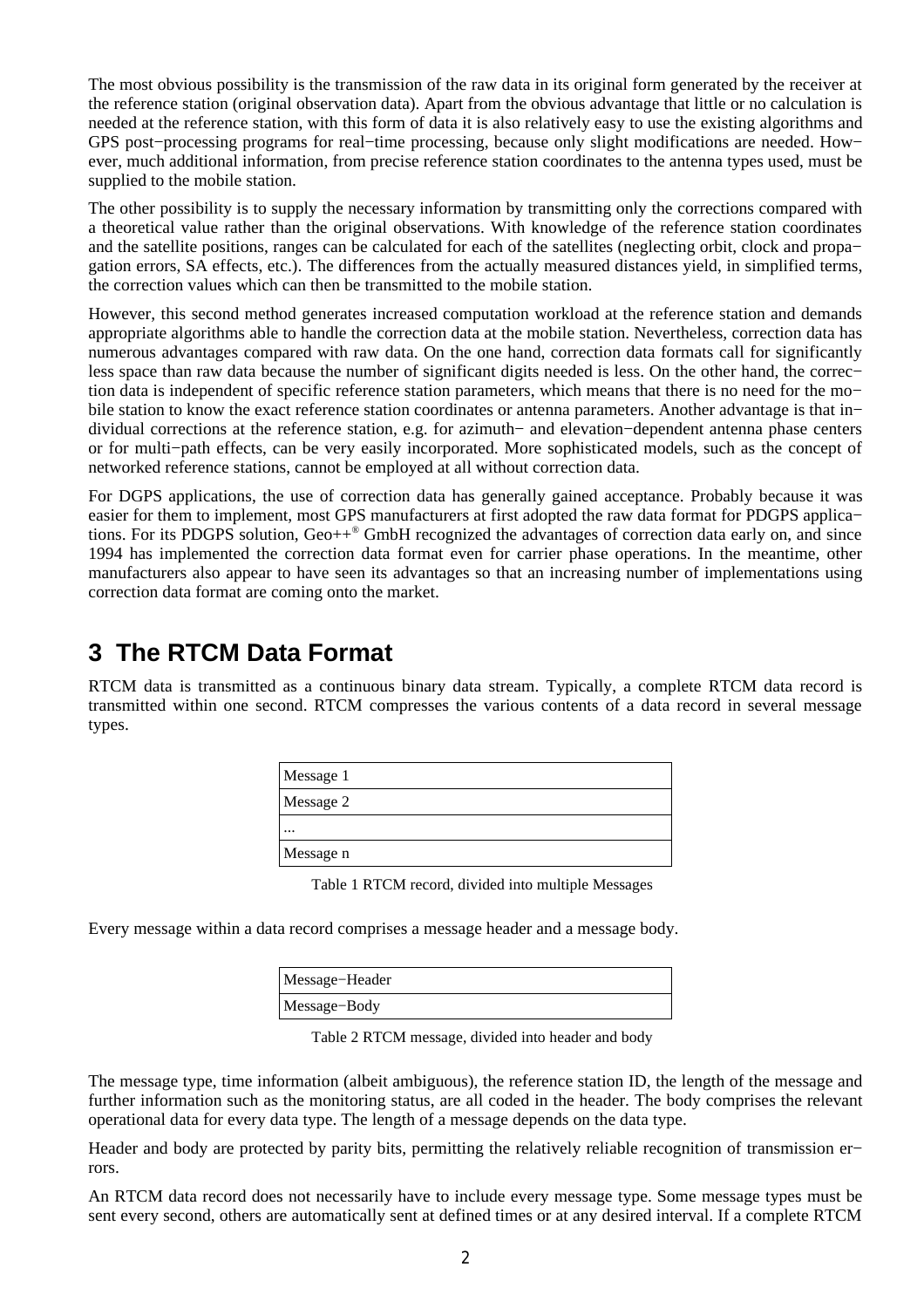The most obvious possibility is the transmission of the raw data in its original form generated by the receiver at the reference station (original observation data). Apart from the obvious advantage that little or no calculation is needed at the reference station, with this form of data it is also relatively easy to use the existing algorithms and GPS post−processing programs for real−time processing, because only slight modifications are needed. However, much additional information, from precise reference station coordinates to the antenna types used, must be supplied to the mobile station.

The other possibility is to supply the necessary information by transmitting only the corrections compared with a theoretical value rather than the original observations. With knowledge of the reference station coordinates and the satellite positions, ranges can be calculated for each of the satellites (neglecting orbit, clock and propagation errors, SA effects, etc.). The differences from the actually measured distances yield, in simplified terms, the correction values which can then be transmitted to the mobile station.

However, this second method generates increased computation workload at the reference station and demands appropriate algorithms able to handle the correction data at the mobile station. Nevertheless, correction data has numerous advantages compared with raw data. On the one hand, correction data formats call for significantly less space than raw data because the number of significant digits needed is less. On the other hand, the correction data is independent of specific reference station parameters, which means that there is no need for the mobile station to know the exact reference station coordinates or antenna parameters. Another advantage is that individual corrections at the reference station, e.g. for azimuth− and elevation−dependent antenna phase centers or for multi−path effects, can be very easily incorporated. More sophisticated models, such as the concept of networked reference stations, cannot be employed at all without correction data.

For DGPS applications, the use of correction data has generally gained acceptance. Probably because it was easier for them to implement, most GPS manufacturers at first adopted the raw data format for PDGPS applications. For its PDGPS solution, Geo++® GmbH recognized the advantages of correction data early on, and since 1994 has implemented the correction data format even for carrier phase operations. In the meantime, other manufacturers also appear to have seen its advantages so that an increasing number of implementations using correction data format are coming onto the market.

# 3 The RTCM Data Format

RTCM data is transmitted as a continuous binary data stream. Typically, a complete RTCM data record is transmitted within one second. RTCM compresses the various contents of a data record in several message types.

| Message 1 |
|---|
| Message 2 |
| ... |
| Message n |

Table 1 RTCM record, divided into multiple Messages

Every message within a data record comprises a message header and a message body.

| Message−Header |
|---|
| Message−Body |

Table 2 RTCM message, divided into header and body

The message type, time information (albeit ambiguous), the reference station ID, the length of the message and further information such as the monitoring status, are all coded in the header. The body comprises the relevant operational data for every data type. The length of a message depends on the data type.

Header and body are protected by parity bits, permitting the relatively reliable recognition of transmission errors.

An RTCM data record does not necessarily have to include every message type. Some message types must be sent every second, others are automatically sent at defined times or at any desired interval. If a complete RTCM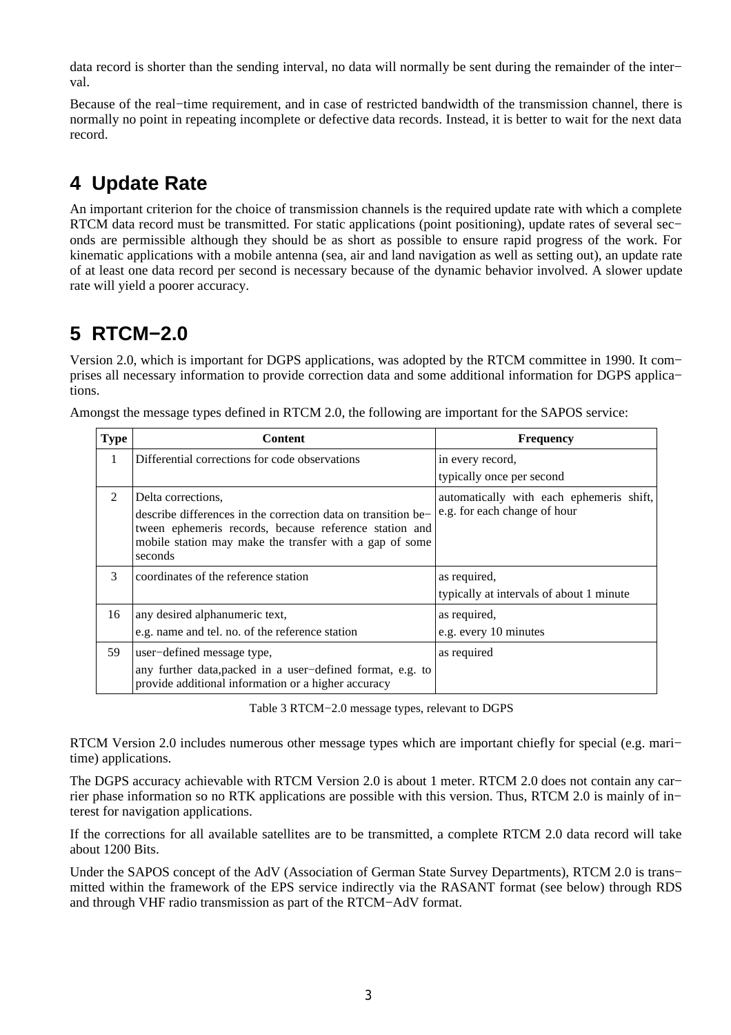data record is shorter than the sending interval, no data will normally be sent during the remainder of the interval.

Because of the real−time requirement, and in case of restricted bandwidth of the transmission channel, there is normally no point in repeating incomplete or defective data records. Instead, it is better to wait for the next data record.

## 4 Update Rate

An important criterion for the choice of transmission channels is the required update rate with which a complete RTCM data record must be transmitted. For static applications (point positioning), update rates of several seconds are permissible although they should be as short as possible to ensure rapid progress of the work. For kinematic applications with a mobile antenna (sea, air and land navigation as well as setting out), an update rate of at least one data record per second is necessary because of the dynamic behavior involved. A slower update rate will yield a poorer accuracy.

## 5 RTCM−2.0

Version 2.0, which is important for DGPS applications, was adopted by the RTCM committee in 1990. It comprises all necessary information to provide correction data and some additional information for DGPS applications.

Amongst the message types defined in RTCM 2.0, the following are important for the SAPOS service:

| Type | Content | Frequency |
|---|---|---|
| 1 | Differential corrections for code observations | in every record, typically once per second |
| 2 | Delta corrections, describe differences in the correction data on transition between ephemeris records, because reference station and mobile station may make the transfer with a gap of some seconds | automatically with each ephemeris shift, e.g. for each change of hour |
| 3 | coordinates of the reference station | as required, typically at intervals of about 1 minute |
| 16 | any desired alphanumeric text, e.g. name and tel. no. of the reference station | as required, e.g. every 10 minutes |
| 59 | user−defined message type, any further data,packed in a user−defined format, e.g. to provide additional information or a higher accuracy | as required |

Table 3 RTCM−2.0 message types, relevant to DGPS

RTCM Version 2.0 includes numerous other message types which are important chiefly for special (e.g. maritime) applications.

The DGPS accuracy achievable with RTCM Version 2.0 is about 1 meter. RTCM 2.0 does not contain any carrier phase information so no RTK applications are possible with this version. Thus, RTCM 2.0 is mainly of interest for navigation applications.

If the corrections for all available satellites are to be transmitted, a complete RTCM 2.0 data record will take about 1200 Bits.

Under the SAPOS concept of the AdV (Association of German State Survey Departments), RTCM 2.0 is transmitted within the framework of the EPS service indirectly via the RASANT format (see below) through RDS and through VHF radio transmission as part of the RTCM−AdV format.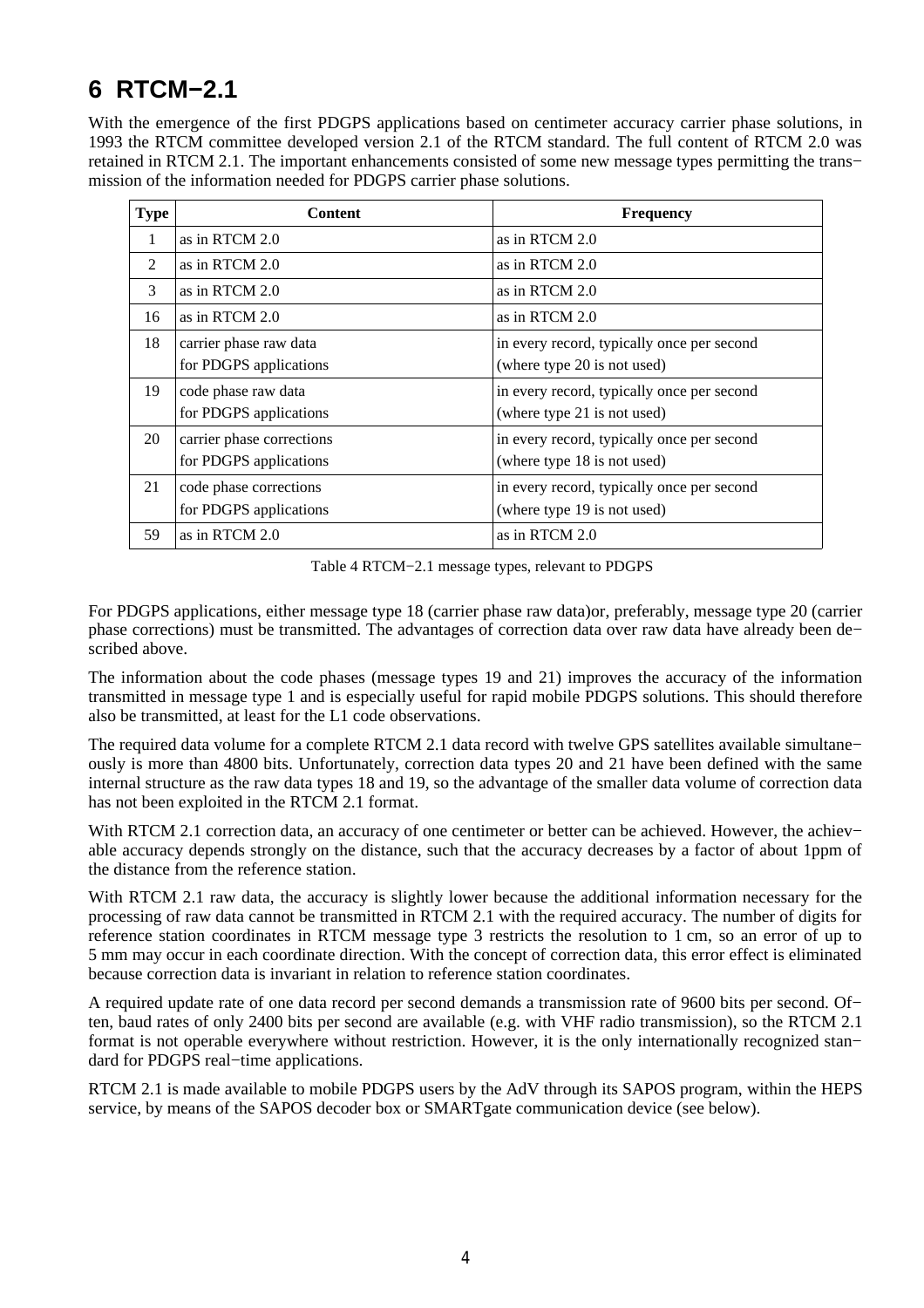# 6 RTCM−2.1

With the emergence of the first PDGPS applications based on centimeter accuracy carrier phase solutions, in 1993 the RTCM committee developed version 2.1 of the RTCM standard. The full content of RTCM 2.0 was retained in RTCM 2.1. The important enhancements consisted of some new message types permitting the transmission of the information needed for PDGPS carrier phase solutions.

| Type | Content | Frequency |
|---|---|---|
| 1 | as in RTCM 2.0 | as in RTCM 2.0 |
| 2 | as in RTCM 2.0 | as in RTCM 2.0 |
| 3 | as in RTCM 2.0 | as in RTCM 2.0 |
| 16 | as in RTCM 2.0 | as in RTCM 2.0 |
| 18 | carrier phase raw data for PDGPS applications | in every record, typically once per second (where type 20 is not used) |
| 19 | code phase raw data for PDGPS applications | in every record, typically once per second (where type 21 is not used) |
| 20 | carrier phase corrections for PDGPS applications | in every record, typically once per second (where type 18 is not used) |
| 21 | code phase corrections for PDGPS applications | in every record, typically once per second (where type 19 is not used) |
| 59 | as in RTCM 2.0 | as in RTCM 2.0 |

Table 4 RTCM−2.1 message types, relevant to PDGPS

For PDGPS applications, either message type 18 (carrier phase raw data)or, preferably, message type 20 (carrier phase corrections) must be transmitted. The advantages of correction data over raw data have already been described above.

The information about the code phases (message types 19 and 21) improves the accuracy of the information transmitted in message type 1 and is especially useful for rapid mobile PDGPS solutions. This should therefore also be transmitted, at least for the L1 code observations.

The required data volume for a complete RTCM 2.1 data record with twelve GPS satellites available simultaneously is more than 4800 bits. Unfortunately, correction data types 20 and 21 have been defined with the same internal structure as the raw data types 18 and 19, so the advantage of the smaller data volume of correction data has not been exploited in the RTCM 2.1 format.

With RTCM 2.1 correction data, an accuracy of one centimeter or better can be achieved. However, the achievable accuracy depends strongly on the distance, such that the accuracy decreases by a factor of about 1ppm of the distance from the reference station.

With RTCM 2.1 raw data, the accuracy is slightly lower because the additional information necessary for the processing of raw data cannot be transmitted in RTCM 2.1 with the required accuracy. The number of digits for reference station coordinates in RTCM message type 3 restricts the resolution to 1 cm, so an error of up to 5 mm may occur in each coordinate direction. With the concept of correction data, this error effect is eliminated because correction data is invariant in relation to reference station coordinates.

A required update rate of one data record per second demands a transmission rate of 9600 bits per second. Often, baud rates of only 2400 bits per second are available (e.g. with VHF radio transmission), so the RTCM 2.1 format is not operable everywhere without restriction. However, it is the only internationally recognized standard for PDGPS real−time applications.

RTCM 2.1 is made available to mobile PDGPS users by the AdV through its SAPOS program, within the HEPS service, by means of the SAPOS decoder box or SMARTgate communication device (see below).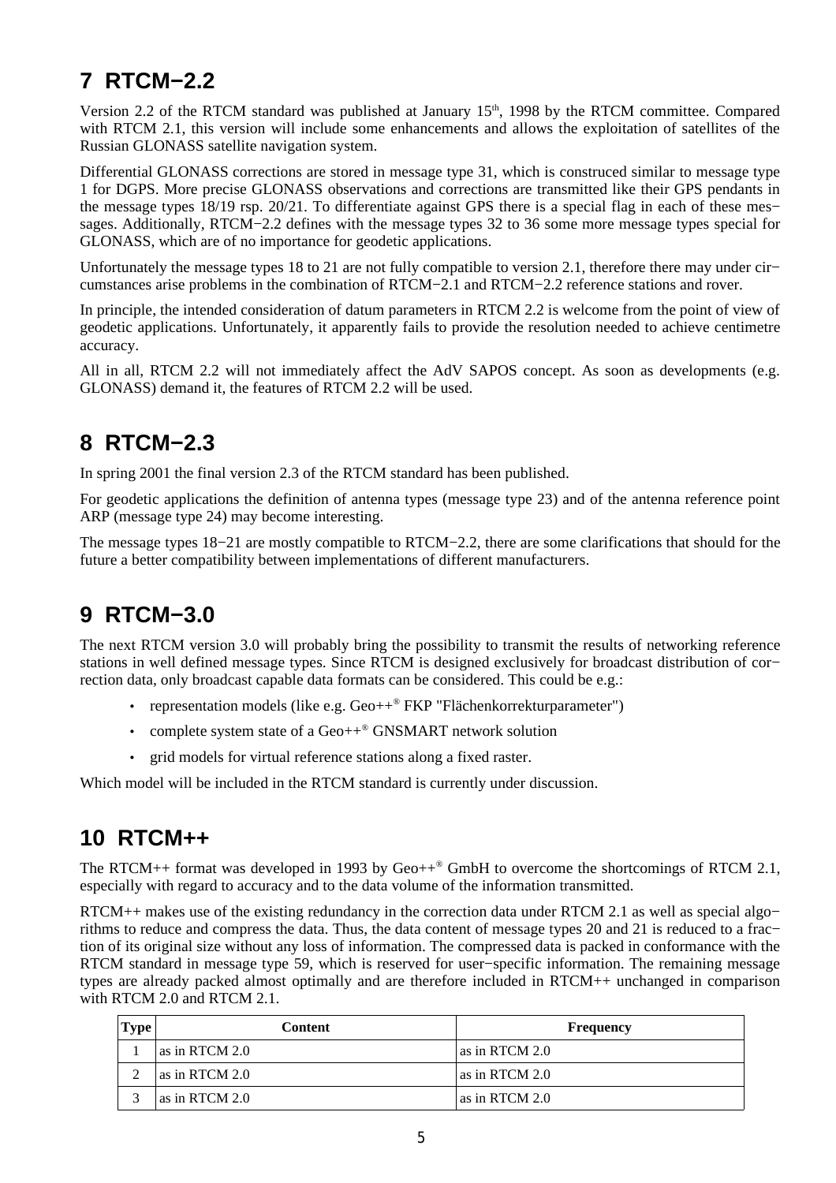# 7 RTCM−2.2

Version 2.2 of the RTCM standard was published at January 15th, 1998 by the RTCM committee. Compared with RTCM 2.1, this version will include some enhancements and allows the exploitation of satellites of the Russian GLONASS satellite navigation system.

Differential GLONASS corrections are stored in message type 31, which is construced similar to message type 1 for DGPS. More precise GLONASS observations and corrections are transmitted like their GPS pendants in the message types 18/19 rsp. 20/21. To differentiate against GPS there is a special flag in each of these messages. Additionally, RTCM−2.2 defines with the message types 32 to 36 some more message types special for GLONASS, which are of no importance for geodetic applications.

Unfortunately the message types 18 to 21 are not fully compatible to version 2.1, therefore there may under circumstances arise problems in the combination of RTCM−2.1 and RTCM−2.2 reference stations and rover.

In principle, the intended consideration of datum parameters in RTCM 2.2 is welcome from the point of view of geodetic applications. Unfortunately, it apparently fails to provide the resolution needed to achieve centimetre accuracy.

All in all, RTCM 2.2 will not immediately affect the AdV SAPOS concept. As soon as developments (e.g. GLONASS) demand it, the features of RTCM 2.2 will be used.

# 8 RTCM−2.3

In spring 2001 the final version 2.3 of the RTCM standard has been published.

For geodetic applications the definition of antenna types (message type 23) and of the antenna reference point ARP (message type 24) may become interesting.

The message types 18−21 are mostly compatible to RTCM−2.2, there are some clarifications that should for the future a better compatibility between implementations of different manufacturers.

# 9 RTCM−3.0

The next RTCM version 3.0 will probably bring the possibility to transmit the results of networking reference stations in well defined message types. Since RTCM is designed exclusively for broadcast distribution of correction data, only broadcast capable data formats can be considered. This could be e.g.:

- representation models (like e.g. Geo++® FKP "Flächenkorrekturparameter")
- complete system state of a Geo++® GNSMART network solution
- grid models for virtual reference stations along a fixed raster.

Which model will be included in the RTCM standard is currently under discussion.

# 10 RTCM++

The RTCM++ format was developed in 1993 by Geo++® GmbH to overcome the shortcomings of RTCM 2.1, especially with regard to accuracy and to the data volume of the information transmitted.

RTCM++ makes use of the existing redundancy in the correction data under RTCM 2.1 as well as special algorithms to reduce and compress the data. Thus, the data content of message types 20 and 21 is reduced to a fraction of its original size without any loss of information. The compressed data is packed in conformance with the RTCM standard in message type 59, which is reserved for user−specific information. The remaining message types are already packed almost optimally and are therefore included in RTCM++ unchanged in comparison with RTCM 2.0 and RTCM 2.1.

| Type | Content | Frequency |
|---|---|---|
| 1 | as in RTCM 2.0 | as in RTCM 2.0 |
| 2 | as in RTCM 2.0 | as in RTCM 2.0 |
| 3 | as in RTCM 2.0 | as in RTCM 2.0 |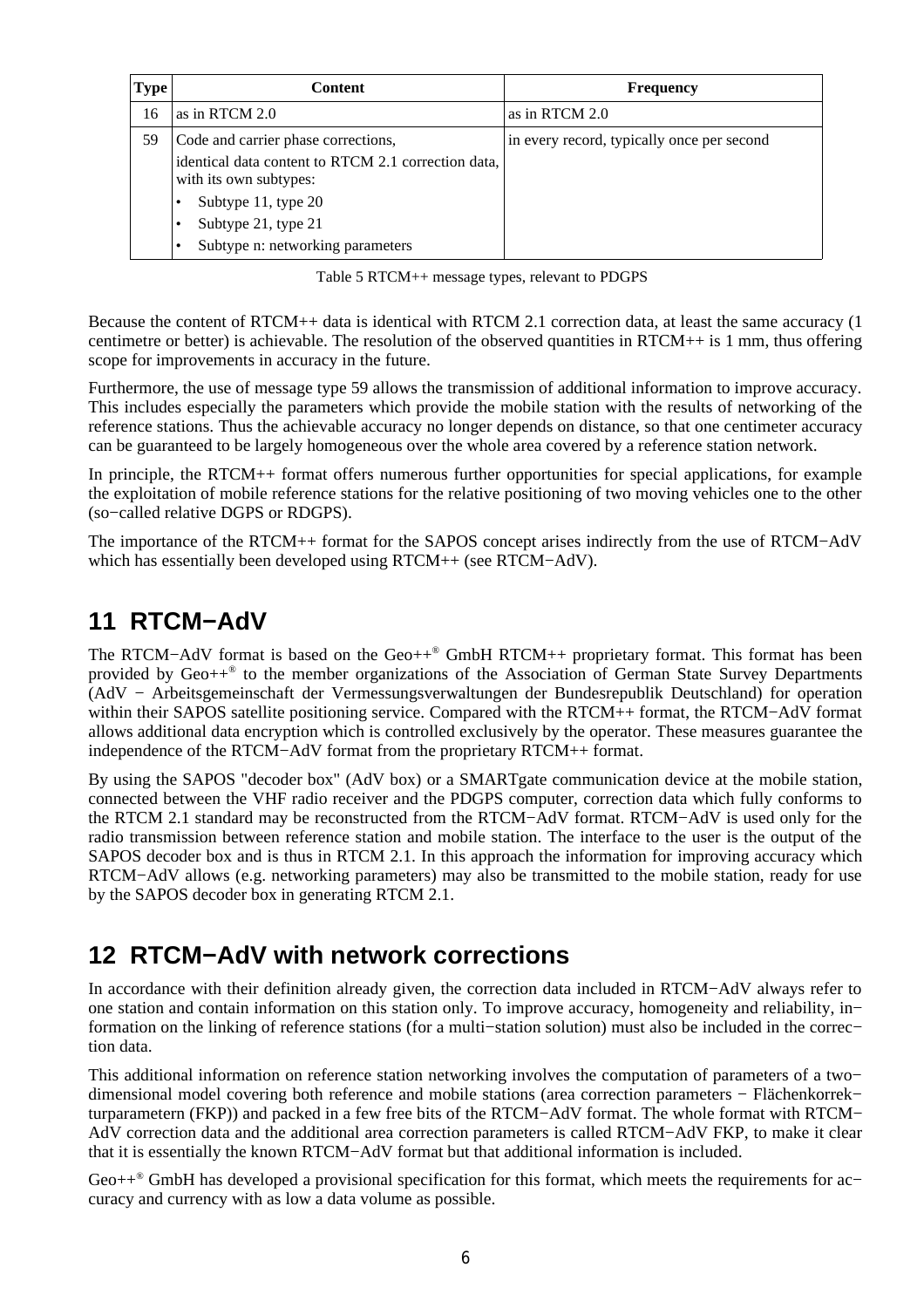| Type | Content | Frequency |
| --- | --- | --- |
| 16 | as in RTCM 2.0 | as in RTCM 2.0 |
| 59 | Code and carrier phase corrections,<br>identical data content to RTCM 2.1 correction data, with its own subtypes:<br>• Subtype 11, type 20<br>• Subtype 21, type 21<br>• Subtype n: networking parameters | in every record, typically once per second |

Table 5 RTCM++ message types, relevant to PDGPS

Because the content of RTCM++ data is identical with RTCM 2.1 correction data, at least the same accuracy (1 centimetre or better) is achievable. The resolution of the observed quantities in RTCM++ is 1 mm, thus offering scope for improvements in accuracy in the future.

Furthermore, the use of message type 59 allows the transmission of additional information to improve accuracy. This includes especially the parameters which provide the mobile station with the results of networking of the reference stations. Thus the achievable accuracy no longer depends on distance, so that one centimeter accuracy can be guaranteed to be largely homogeneous over the whole area covered by a reference station network.

In principle, the RTCM++ format offers numerous further opportunities for special applications, for example the exploitation of mobile reference stations for the relative positioning of two moving vehicles one to the other (so−called relative DGPS or RDGPS).

The importance of the RTCM++ format for the SAPOS concept arises indirectly from the use of RTCM−AdV which has essentially been developed using RTCM++ (see RTCM−AdV).

# 11 RTCM−AdV

The RTCM−AdV format is based on the Geo++® GmbH RTCM++ proprietary format. This format has been provided by Geo++® to the member organizations of the Association of German State Survey Departments (AdV − Arbeitsgemeinschaft der Vermessungsverwaltungen der Bundesrepublik Deutschland) for operation within their SAPOS satellite positioning service. Compared with the RTCM++ format, the RTCM−AdV format allows additional data encryption which is controlled exclusively by the operator. These measures guarantee the independence of the RTCM−AdV format from the proprietary RTCM++ format.

By using the SAPOS "decoder box" (AdV box) or a SMARTgate communication device at the mobile station, connected between the VHF radio receiver and the PDGPS computer, correction data which fully conforms to the RTCM 2.1 standard may be reconstructed from the RTCM−AdV format. RTCM−AdV is used only for the radio transmission between reference station and mobile station. The interface to the user is the output of the SAPOS decoder box and is thus in RTCM 2.1. In this approach the information for improving accuracy which RTCM−AdV allows (e.g. networking parameters) may also be transmitted to the mobile station, ready for use by the SAPOS decoder box in generating RTCM 2.1.

# 12 RTCM−AdV with network corrections

In accordance with their definition already given, the correction data included in RTCM−AdV always refer to one station and contain information on this station only. To improve accuracy, homogeneity and reliability, information on the linking of reference stations (for a multi−station solution) must also be included in the correction data.

This additional information on reference station networking involves the computation of parameters of a two−dimensional model covering both reference and mobile stations (area correction parameters − Flächenkorrekturparametern (FKP)) and packed in a few free bits of the RTCM−AdV format. The whole format with RTCM−AdV correction data and the additional area correction parameters is called RTCM−AdV FKP, to make it clear that it is essentially the known RTCM−AdV format but that additional information is included.

Geo++® GmbH has developed a provisional specification for this format, which meets the requirements for accuracy and currency with as low a data volume as possible.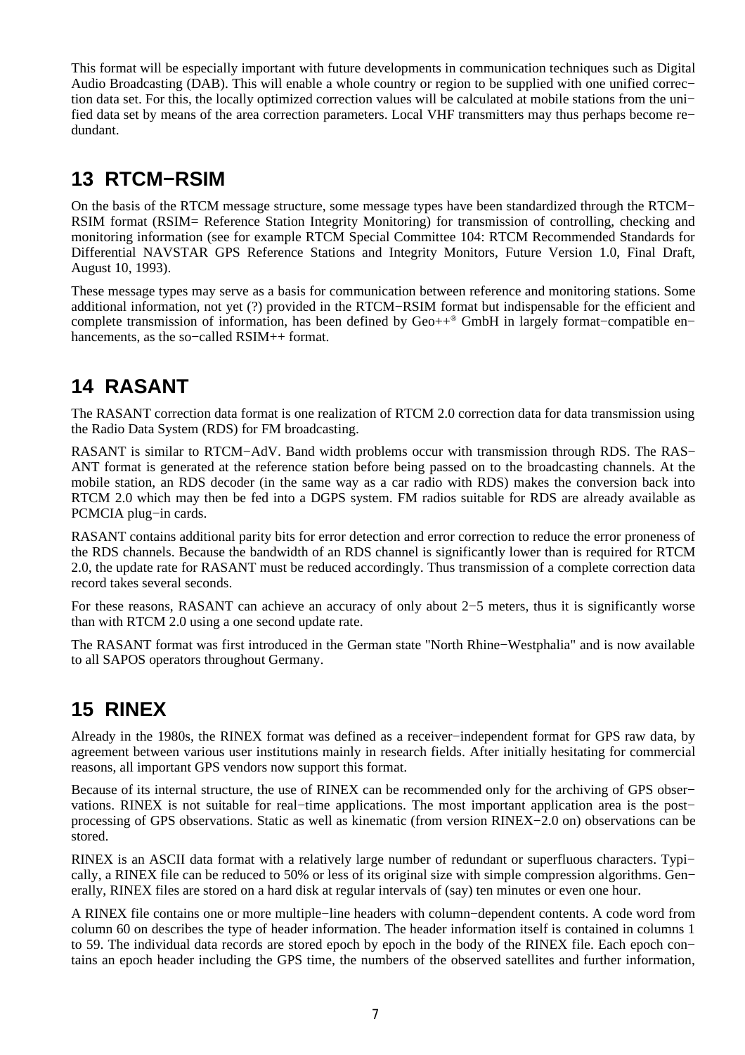This format will be especially important with future developments in communication techniques such as Digital Audio Broadcasting (DAB). This will enable a whole country or region to be supplied with one unified correction data set. For this, the locally optimized correction values will be calculated at mobile stations from the unified data set by means of the area correction parameters. Local VHF transmitters may thus perhaps become redundant.

## 13 RTCM−RSIM

On the basis of the RTCM message structure, some message types have been standardized through the RTCM−RSIM format (RSIM= Reference Station Integrity Monitoring) for transmission of controlling, checking and monitoring information (see for example RTCM Special Committee 104: RTCM Recommended Standards for Differential NAVSTAR GPS Reference Stations and Integrity Monitors, Future Version 1.0, Final Draft, August 10, 1993).

These message types may serve as a basis for communication between reference and monitoring stations. Some additional information, not yet (?) provided in the RTCM−RSIM format but indispensable for the efficient and complete transmission of information, has been defined by Geo++® GmbH in largely format−compatible enhancements, as the so−called RSIM++ format.

## 14 RASANT

The RASANT correction data format is one realization of RTCM 2.0 correction data for data transmission using the Radio Data System (RDS) for FM broadcasting.

RASANT is similar to RTCM−AdV. Band width problems occur with transmission through RDS. The RASANT format is generated at the reference station before being passed on to the broadcasting channels. At the mobile station, an RDS decoder (in the same way as a car radio with RDS) makes the conversion back into RTCM 2.0 which may then be fed into a DGPS system. FM radios suitable for RDS are already available as PCMCIA plug−in cards.

RASANT contains additional parity bits for error detection and error correction to reduce the error proneness of the RDS channels. Because the bandwidth of an RDS channel is significantly lower than is required for RTCM 2.0, the update rate for RASANT must be reduced accordingly. Thus transmission of a complete correction data record takes several seconds.

For these reasons, RASANT can achieve an accuracy of only about 2−5 meters, thus it is significantly worse than with RTCM 2.0 using a one second update rate.

The RASANT format was first introduced in the German state "North Rhine−Westphalia" and is now available to all SAPOS operators throughout Germany.

## 15 RINEX

Already in the 1980s, the RINEX format was defined as a receiver−independent format for GPS raw data, by agreement between various user institutions mainly in research fields. After initially hesitating for commercial reasons, all important GPS vendors now support this format.

Because of its internal structure, the use of RINEX can be recommended only for the archiving of GPS observations. RINEX is not suitable for real−time applications. The most important application area is the post−processing of GPS observations. Static as well as kinematic (from version RINEX−2.0 on) observations can be stored.

RINEX is an ASCII data format with a relatively large number of redundant or superfluous characters. Typically, a RINEX file can be reduced to 50% or less of its original size with simple compression algorithms. Generally, RINEX files are stored on a hard disk at regular intervals of (say) ten minutes or even one hour.

A RINEX file contains one or more multiple−line headers with column−dependent contents. A code word from column 60 on describes the type of header information. The header information itself is contained in columns 1 to 59. The individual data records are stored epoch by epoch in the body of the RINEX file. Each epoch contains an epoch header including the GPS time, the numbers of the observed satellites and further information,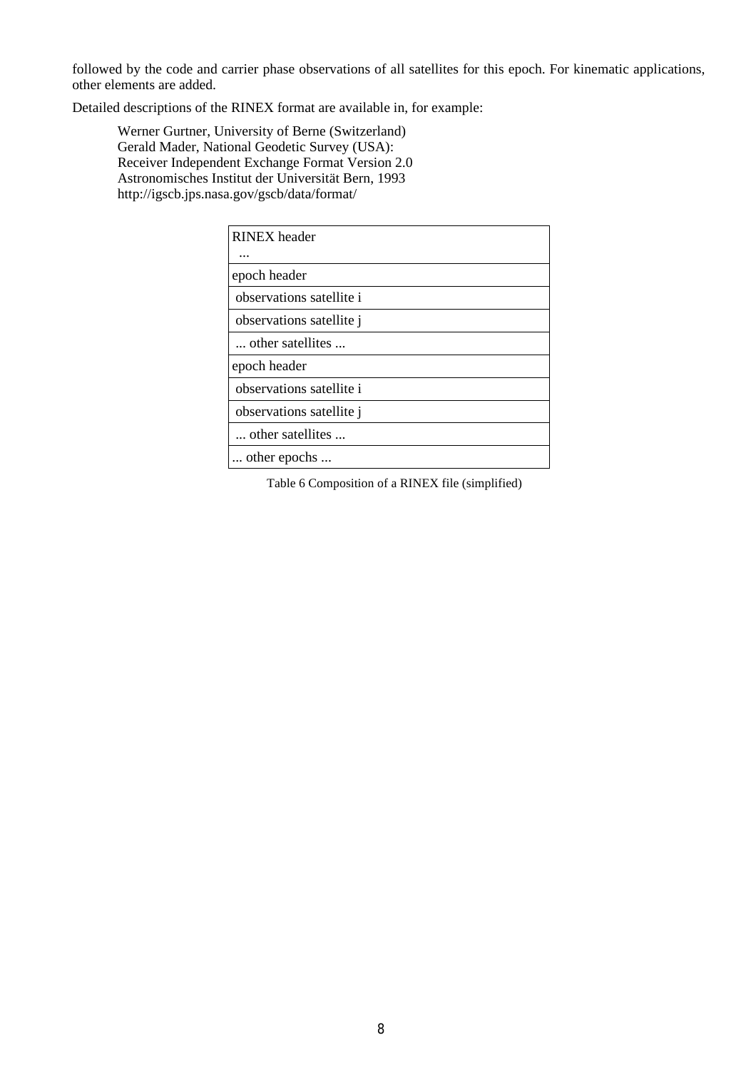followed by the code and carrier phase observations of all satellites for this epoch. For kinematic applications, other elements are added.

Detailed descriptions of the RINEX format are available in, for example:

> Werner Gurtner, University of Berne (Switzerland)
> Gerald Mader, National Geodetic Survey (USA):
> Receiver Independent Exchange Format Version 2.0
> Astronomisches Institut der Universität Bern, 1993
> http://igscb.jps.nasa.gov/gscb/data/format/

| RINEX header<br>... |
| --- |
| epoch header |
| observations satellite i |
| observations satellite j |
| ... other satellites ... |
| epoch header |
| observations satellite i |
| observations satellite j |
| ... other satellites ... |
| ... other epochs ... |

Table 6 Composition of a RINEX file (simplified)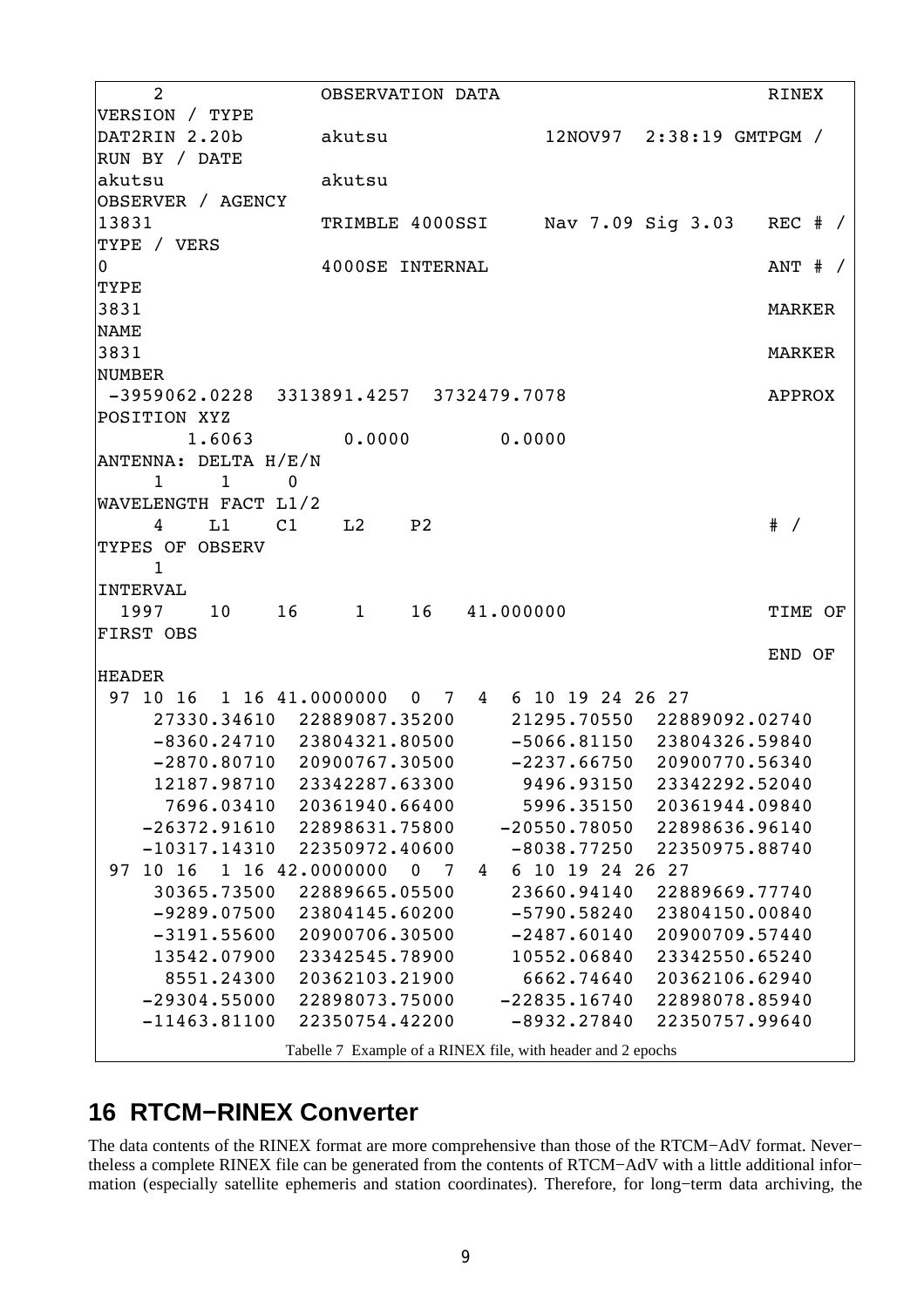```
     2              OBSERVATION DATA                        RINEX
VERSION / TYPE
DAT2RIN 2.20b       akutsu              12NOV97  2:38:19 GMTPGM /
RUN BY / DATE
akutsu              akutsu
OBSERVER / AGENCY
13831               TRIMBLE 4000SSI     Nav 7.09 Sig 3.03   REC # /
TYPE / VERS
0                   4000SE INTERNAL                         ANT # /
TYPE
3831                                                        MARKER
NAME
3831                                                        MARKER
NUMBER
 -3959062.0228  3313891.4257  3732479.7078                  APPROX
POSITION XYZ
        1.6063        0.0000        0.0000
ANTENNA: DELTA H/E/N
     1     1     0
WAVELENGTH FACT L1/2
     4    L1    C1    L2    P2                              # /
TYPES OF OBSERV
     1
INTERVAL
  1997    10    16     1    16   41.000000                  TIME OF
FIRST OBS
                                                            END OF
HEADER
 97 10 16  1 16 41.0000000  0  7  4  6 10 19 24 26 27
     27330.34610  22889087.35200     21295.70550  22889092.02740
     -8360.24710  23804321.80500     -5066.81150  23804326.59840
     -2870.80710  20900767.30500     -2237.66750  20900770.56340
     12187.98710  23342287.63300      9496.93150  23342292.52040
      7696.03410  20361940.66400      5996.35150  20361944.09840
    -26372.91610  22898631.75800    -20550.78050  22898636.96140
    -10317.14310  22350972.40600     -8038.77250  22350975.88740
 97 10 16  1 16 42.0000000  0  7  4  6 10 19 24 26 27
     30365.73500  22889665.05500     23660.94140  22889669.77740
     -9289.07500  23804145.60200     -5790.58240  23804150.00840
     -3191.55600  20900706.30500     -2487.60140  20900709.57440
     13542.07900  23342545.78900     10552.06840  23342550.65240
      8551.24300  20362103.21900      6662.74640  20362106.62940
    -29304.55000  22898073.75000    -22835.16740  22898078.85940
    -11463.81100  22350754.42200     -8932.27840  22350757.99640
```

Tabelle 7 Example of a RINEX file, with header and 2 epochs

## 16 RTCM−RINEX Converter

The data contents of the RINEX format are more comprehensive than those of the RTCM−AdV format. Nevertheless a complete RINEX file can be generated from the contents of RTCM−AdV with a little additional information (especially satellite ephemeris and station coordinates). Therefore, for long−term data archiving, the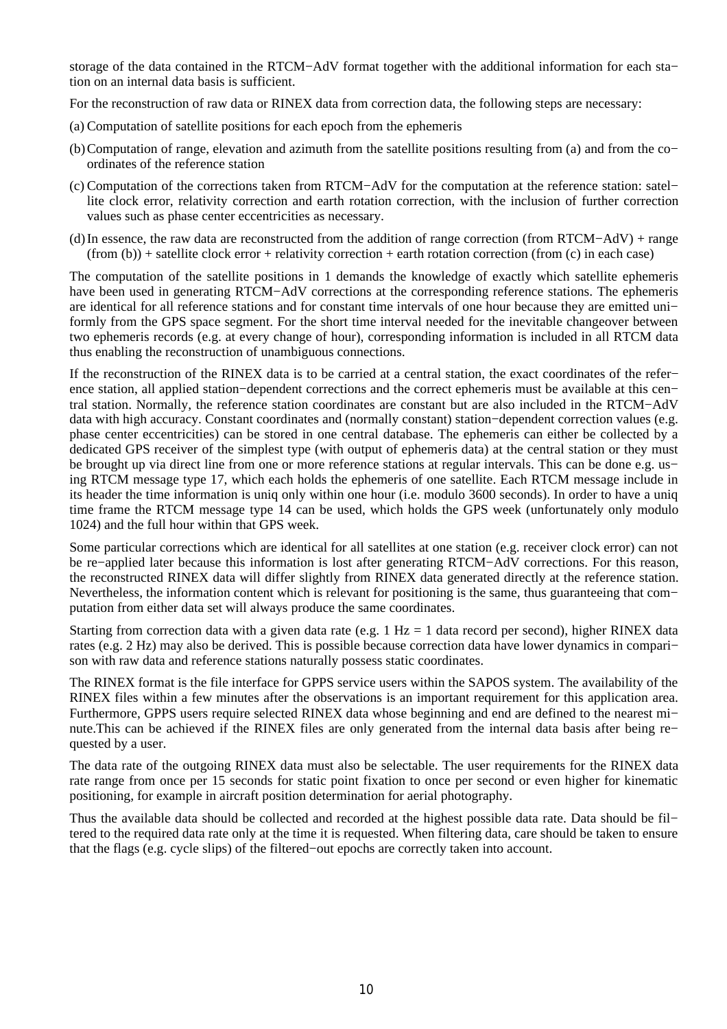storage of the data contained in the RTCM−AdV format together with the additional information for each station on an internal data basis is sufficient.

For the reconstruction of raw data or RINEX data from correction data, the following steps are necessary:

(a) Computation of satellite positions for each epoch from the ephemeris

(b) Computation of range, elevation and azimuth from the satellite positions resulting from (a) and from the coordinates of the reference station

(c) Computation of the corrections taken from RTCM−AdV for the computation at the reference station: satellite clock error, relativity correction and earth rotation correction, with the inclusion of further correction values such as phase center eccentricities as necessary.

(d) In essence, the raw data are reconstructed from the addition of range correction (from RTCM−AdV) + range (from (b)) + satellite clock error + relativity correction + earth rotation correction (from (c) in each case)

The computation of the satellite positions in 1 demands the knowledge of exactly which satellite ephemeris have been used in generating RTCM−AdV corrections at the corresponding reference stations. The ephemeris are identical for all reference stations and for constant time intervals of one hour because they are emitted uniformly from the GPS space segment. For the short time interval needed for the inevitable changeover between two ephemeris records (e.g. at every change of hour), corresponding information is included in all RTCM data thus enabling the reconstruction of unambiguous connections.

If the reconstruction of the RINEX data is to be carried at a central station, the exact coordinates of the reference station, all applied station−dependent corrections and the correct ephemeris must be available at this central station. Normally, the reference station coordinates are constant but are also included in the RTCM−AdV data with high accuracy. Constant coordinates and (normally constant) station−dependent correction values (e.g. phase center eccentricities) can be stored in one central database. The ephemeris can either be collected by a dedicated GPS receiver of the simplest type (with output of ephemeris data) at the central station or they must be brought up via direct line from one or more reference stations at regular intervals. This can be done e.g. using RTCM message type 17, which each holds the ephemeris of one satellite. Each RTCM message include in its header the time information is uniq only within one hour (i.e. modulo 3600 seconds). In order to have a uniq time frame the RTCM message type 14 can be used, which holds the GPS week (unfortunately only modulo 1024) and the full hour within that GPS week.

Some particular corrections which are identical for all satellites at one station (e.g. receiver clock error) can not be re−applied later because this information is lost after generating RTCM−AdV corrections. For this reason, the reconstructed RINEX data will differ slightly from RINEX data generated directly at the reference station. Nevertheless, the information content which is relevant for positioning is the same, thus guaranteeing that computation from either data set will always produce the same coordinates.

Starting from correction data with a given data rate (e.g. 1 Hz = 1 data record per second), higher RINEX data rates (e.g. 2 Hz) may also be derived. This is possible because correction data have lower dynamics in comparison with raw data and reference stations naturally possess static coordinates.

The RINEX format is the file interface for GPPS service users within the SAPOS system. The availability of the RINEX files within a few minutes after the observations is an important requirement for this application area. Furthermore, GPPS users require selected RINEX data whose beginning and end are defined to the nearest minute.This can be achieved if the RINEX files are only generated from the internal data basis after being requested by a user.

The data rate of the outgoing RINEX data must also be selectable. The user requirements for the RINEX data rate range from once per 15 seconds for static point fixation to once per second or even higher for kinematic positioning, for example in aircraft position determination for aerial photography.

Thus the available data should be collected and recorded at the highest possible data rate. Data should be filtered to the required data rate only at the time it is requested. When filtering data, care should be taken to ensure that the flags (e.g. cycle slips) of the filtered−out epochs are correctly taken into account.